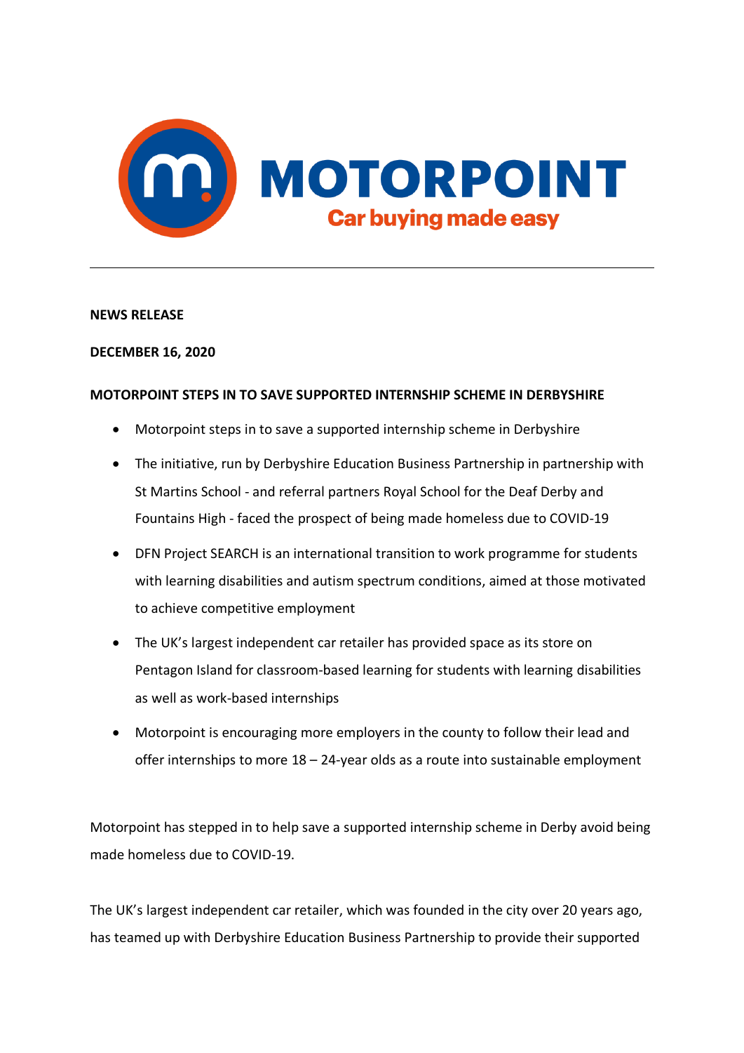**MOTORPOINT**

**Car buying made easy**

---

**NEWS RELEASE**

**DECEMBER 16, 2020**

**MOTORPOINT STEPS IN TO SAVE SUPPORTED INTERNSHIP SCHEME IN DERBYSHIRE**

- Motorpoint steps in to save a supported internship scheme in Derbyshire
- The initiative, run by Derbyshire Education Business Partnership in partnership with St Martins School - and referral partners Royal School for the Deaf Derby and Fountains High - faced the prospect of being made homeless due to COVID-19
- DFN Project SEARCH is an international transition to work programme for students with learning disabilities and autism spectrum conditions, aimed at those motivated to achieve competitive employment
- The UK's largest independent car retailer has provided space as its store on Pentagon Island for classroom-based learning for students with learning disabilities as well as work-based internships
- Motorpoint is encouraging more employers in the county to follow their lead and offer internships to more 18 – 24-year olds as a route into sustainable employment

Motorpoint has stepped in to help save a supported internship scheme in Derby avoid being made homeless due to COVID-19.

The UK's largest independent car retailer, which was founded in the city over 20 years ago, has teamed up with Derbyshire Education Business Partnership to provide their supported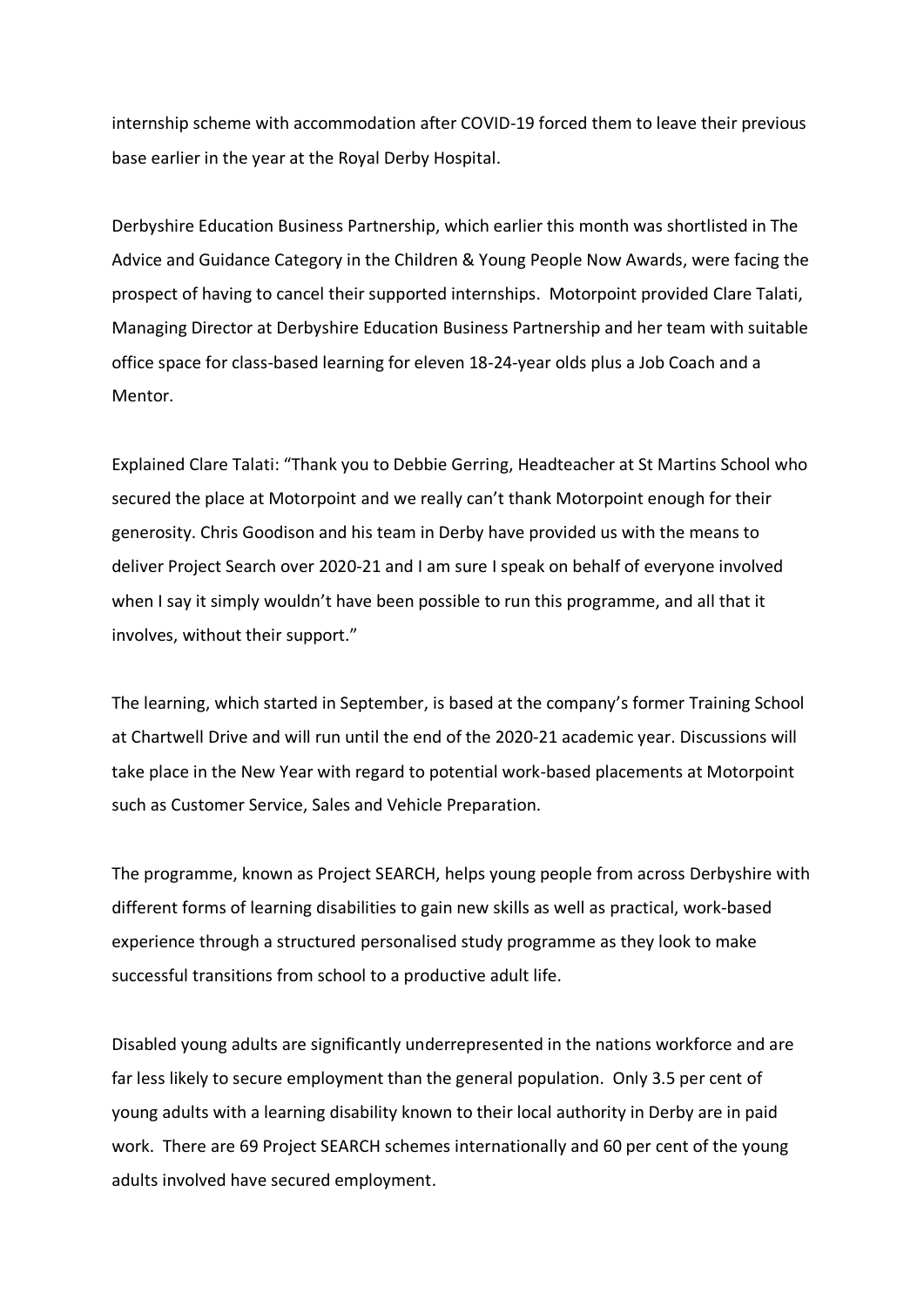internship scheme with accommodation after COVID-19 forced them to leave their previous base earlier in the year at the Royal Derby Hospital.

Derbyshire Education Business Partnership, which earlier this month was shortlisted in The Advice and Guidance Category in the Children & Young People Now Awards, were facing the prospect of having to cancel their supported internships. Motorpoint provided Clare Talati, Managing Director at Derbyshire Education Business Partnership and her team with suitable office space for class-based learning for eleven 18-24-year olds plus a Job Coach and a Mentor.

Explained Clare Talati: "Thank you to Debbie Gerring, Headteacher at St Martins School who secured the place at Motorpoint and we really can't thank Motorpoint enough for their generosity. Chris Goodison and his team in Derby have provided us with the means to deliver Project Search over 2020-21 and I am sure I speak on behalf of everyone involved when I say it simply wouldn't have been possible to run this programme, and all that it involves, without their support."

The learning, which started in September, is based at the company's former Training School at Chartwell Drive and will run until the end of the 2020-21 academic year. Discussions will take place in the New Year with regard to potential work-based placements at Motorpoint such as Customer Service, Sales and Vehicle Preparation.

The programme, known as Project SEARCH, helps young people from across Derbyshire with different forms of learning disabilities to gain new skills as well as practical, work-based experience through a structured personalised study programme as they look to make successful transitions from school to a productive adult life.

Disabled young adults are significantly underrepresented in the nations workforce and are far less likely to secure employment than the general population. Only 3.5 per cent of young adults with a learning disability known to their local authority in Derby are in paid work. There are 69 Project SEARCH schemes internationally and 60 per cent of the young adults involved have secured employment.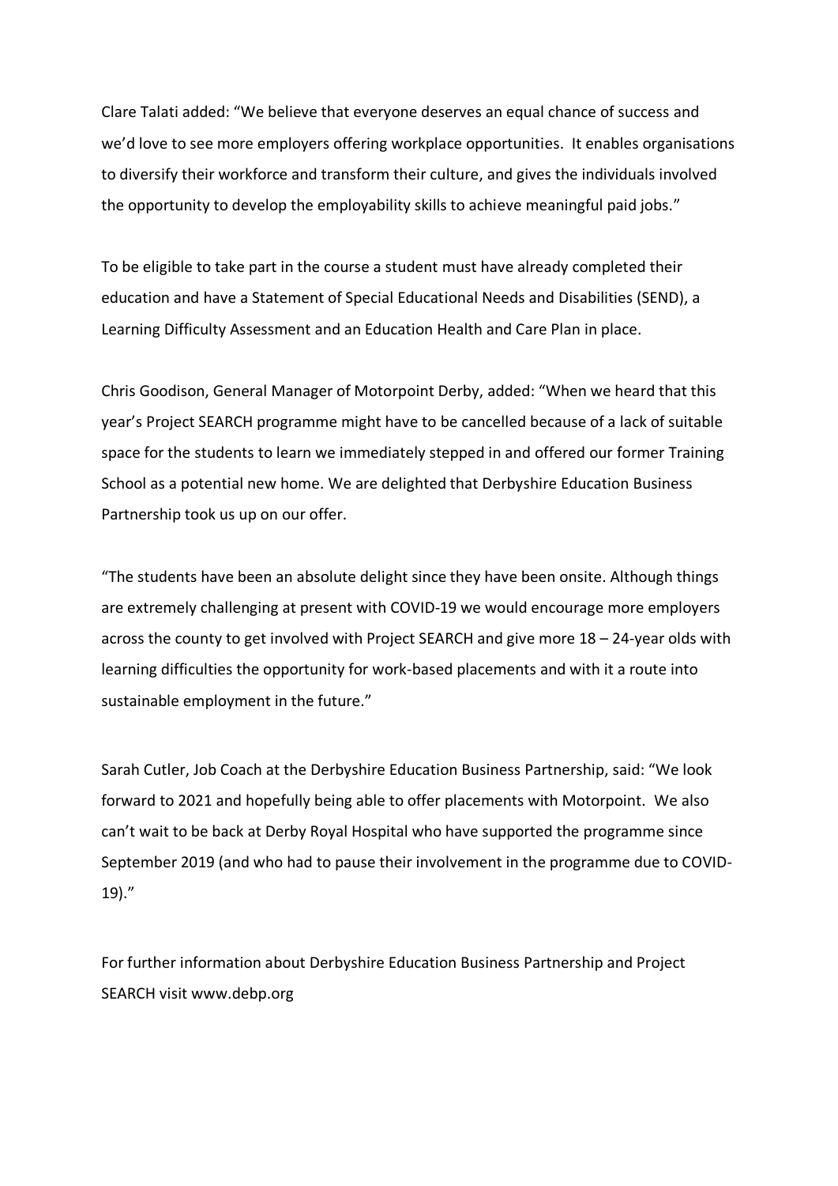Clare Talati added: “We believe that everyone deserves an equal chance of success and we’d love to see more employers offering workplace opportunities. It enables organisations to diversify their workforce and transform their culture, and gives the individuals involved the opportunity to develop the employability skills to achieve meaningful paid jobs.”

To be eligible to take part in the course a student must have already completed their education and have a Statement of Special Educational Needs and Disabilities (SEND), a Learning Difficulty Assessment and an Education Health and Care Plan in place.

Chris Goodison, General Manager of Motorpoint Derby, added: “When we heard that this year’s Project SEARCH programme might have to be cancelled because of a lack of suitable space for the students to learn we immediately stepped in and offered our former Training School as a potential new home. We are delighted that Derbyshire Education Business Partnership took us up on our offer.

“The students have been an absolute delight since they have been onsite. Although things are extremely challenging at present with COVID-19 we would encourage more employers across the county to get involved with Project SEARCH and give more 18 – 24-year olds with learning difficulties the opportunity for work-based placements and with it a route into sustainable employment in the future.”

Sarah Cutler, Job Coach at the Derbyshire Education Business Partnership, said: “We look forward to 2021 and hopefully being able to offer placements with Motorpoint. We also can’t wait to be back at Derby Royal Hospital who have supported the programme since September 2019 (and who had to pause their involvement in the programme due to COVID-19).”

For further information about Derbyshire Education Business Partnership and Project SEARCH visit www.debp.org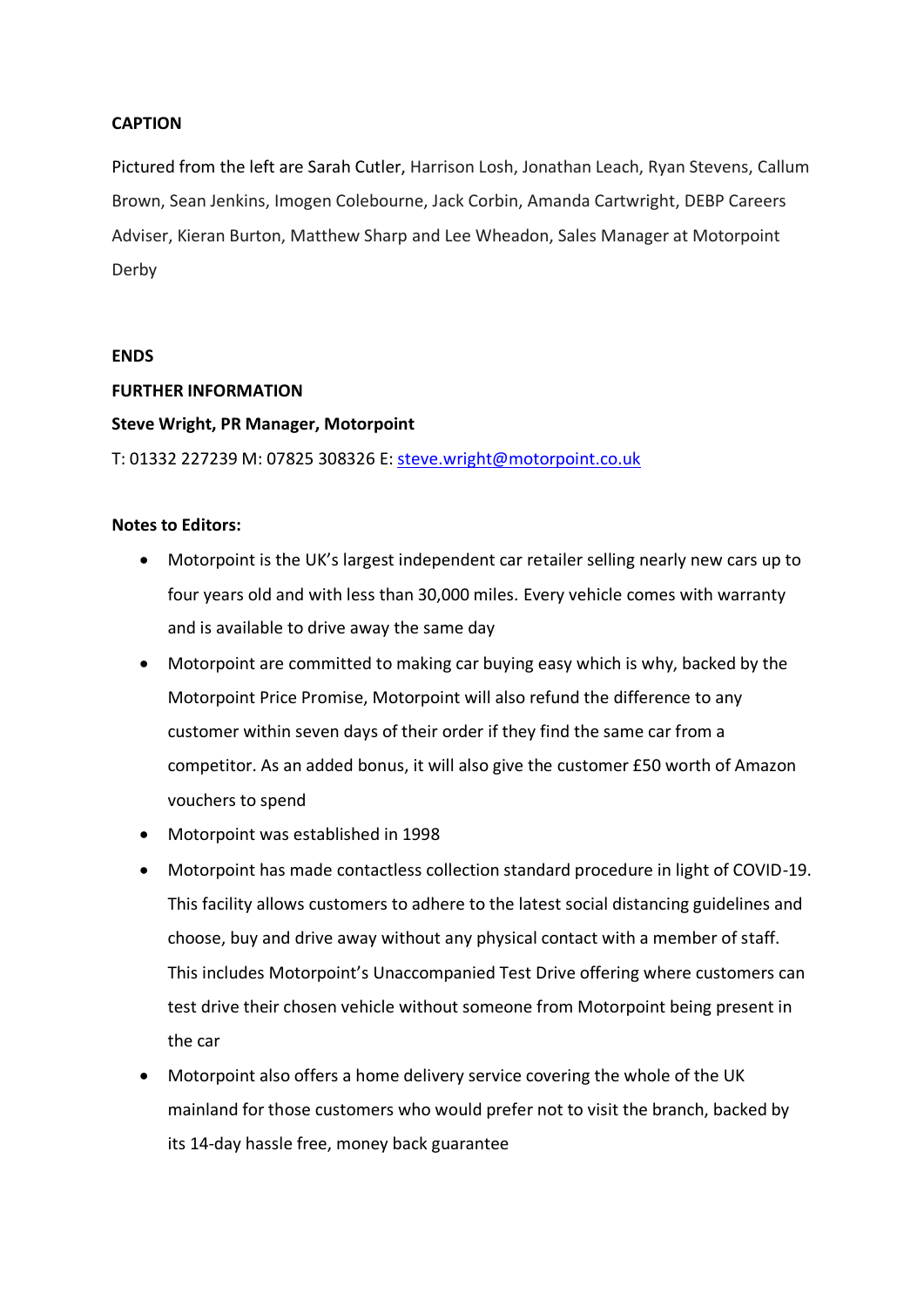**CAPTION**

Pictured from the left are Sarah Cutler, Harrison Losh, Jonathan Leach, Ryan Stevens, Callum Brown, Sean Jenkins, Imogen Colebourne, Jack Corbin, Amanda Cartwright, DEBP Careers Adviser, Kieran Burton, Matthew Sharp and Lee Wheadon, Sales Manager at Motorpoint Derby

**ENDS**

**FURTHER INFORMATION**

**Steve Wright, PR Manager, Motorpoint**

T: 01332 227239 M: 07825 308326 E: steve.wright@motorpoint.co.uk

**Notes to Editors:**

- Motorpoint is the UK's largest independent car retailer selling nearly new cars up to four years old and with less than 30,000 miles. Every vehicle comes with warranty and is available to drive away the same day
- Motorpoint are committed to making car buying easy which is why, backed by the Motorpoint Price Promise, Motorpoint will also refund the difference to any customer within seven days of their order if they find the same car from a competitor. As an added bonus, it will also give the customer £50 worth of Amazon vouchers to spend
- Motorpoint was established in 1998
- Motorpoint has made contactless collection standard procedure in light of COVID-19. This facility allows customers to adhere to the latest social distancing guidelines and choose, buy and drive away without any physical contact with a member of staff. This includes Motorpoint's Unaccompanied Test Drive offering where customers can test drive their chosen vehicle without someone from Motorpoint being present in the car
- Motorpoint also offers a home delivery service covering the whole of the UK mainland for those customers who would prefer not to visit the branch, backed by its 14-day hassle free, money back guarantee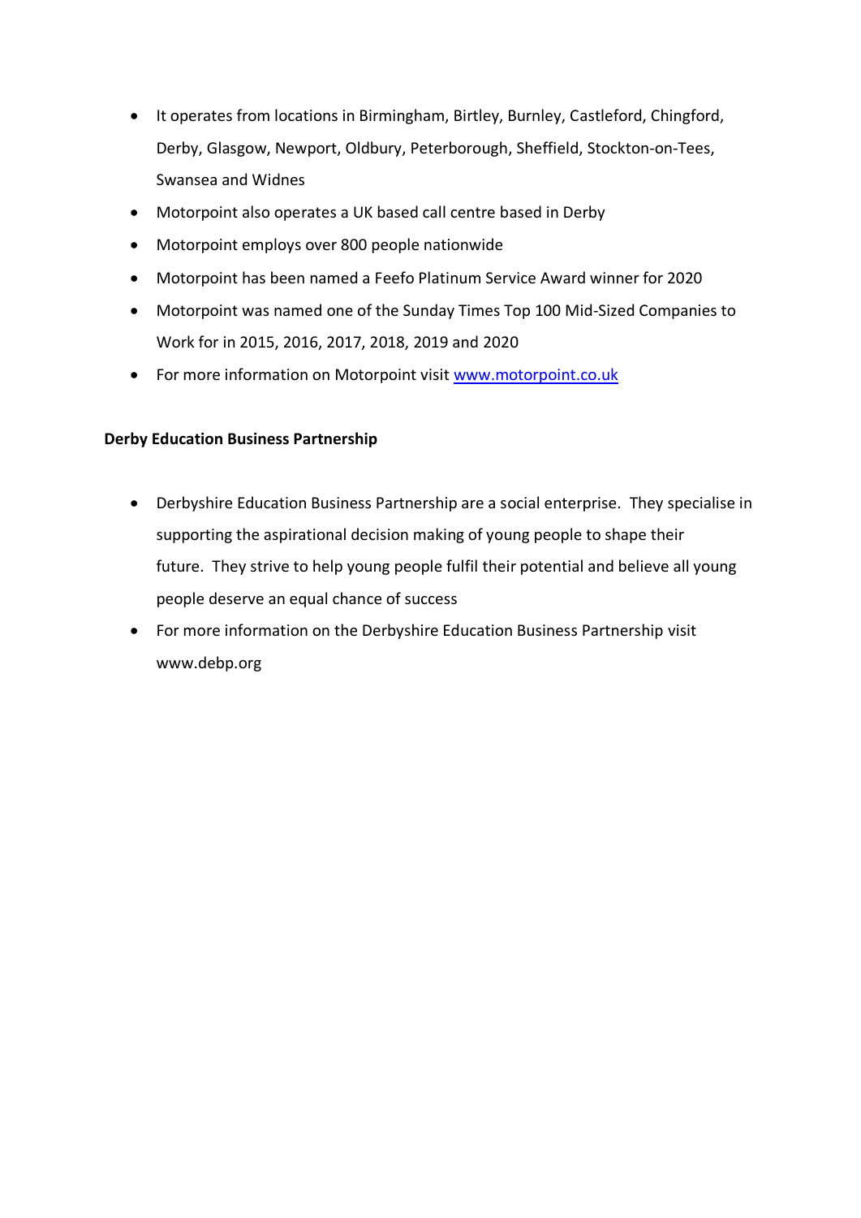- It operates from locations in Birmingham, Birtley, Burnley, Castleford, Chingford, Derby, Glasgow, Newport, Oldbury, Peterborough, Sheffield, Stockton-on-Tees, Swansea and Widnes
- Motorpoint also operates a UK based call centre based in Derby
- Motorpoint employs over 800 people nationwide
- Motorpoint has been named a Feefo Platinum Service Award winner for 2020
- Motorpoint was named one of the Sunday Times Top 100 Mid-Sized Companies to Work for in 2015, 2016, 2017, 2018, 2019 and 2020
- For more information on Motorpoint visit [www.motorpoint.co.uk](http://www.motorpoint.co.uk)

**Derby Education Business Partnership**

- Derbyshire Education Business Partnership are a social enterprise. They specialise in supporting the aspirational decision making of young people to shape their future. They strive to help young people fulfil their potential and believe all young people deserve an equal chance of success
- For more information on the Derbyshire Education Business Partnership visit www.debp.org